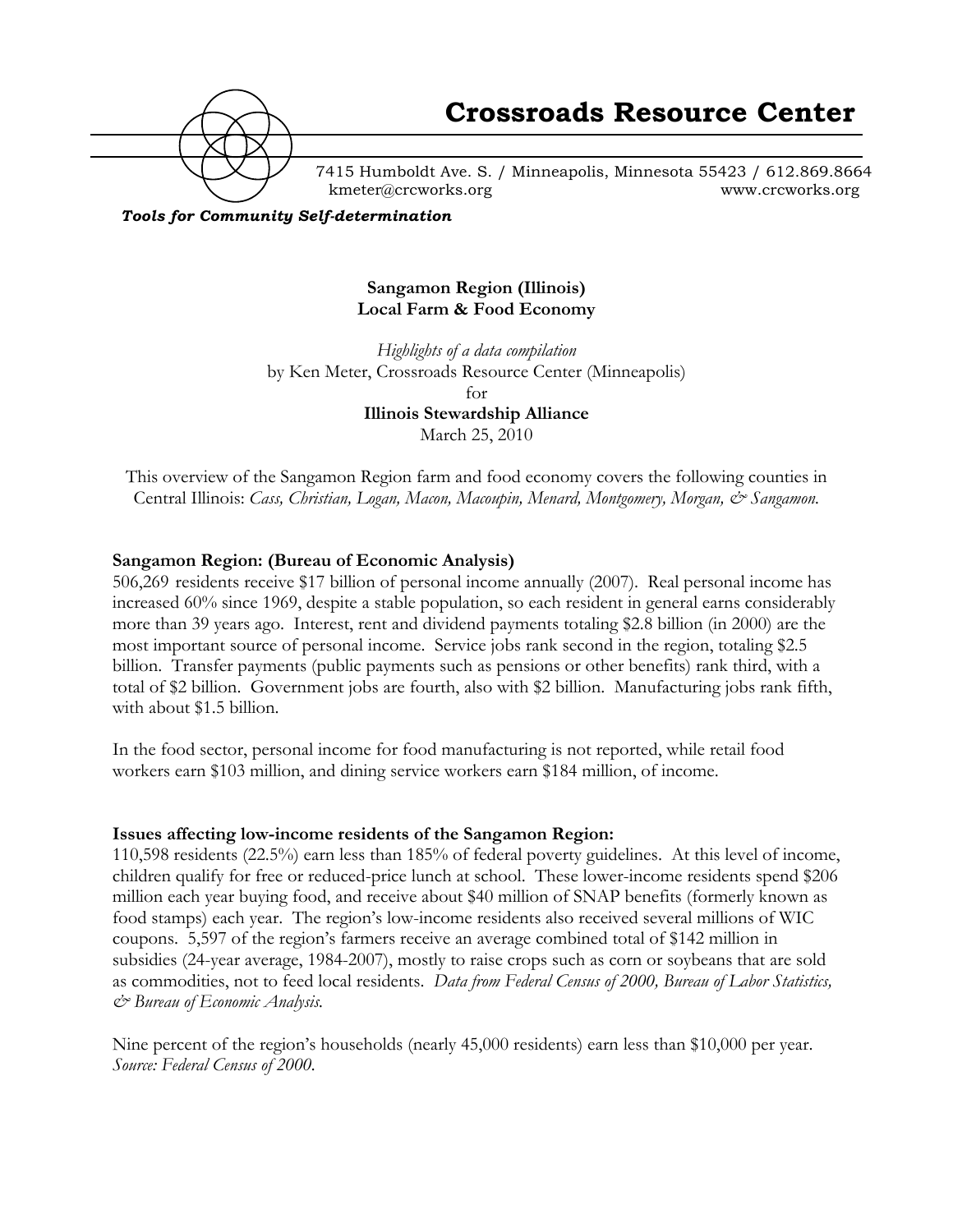# Crossroads Resource Center

7415 Humboldt Ave. S. / Minneapolis, Minnesota 55423 / 612.869.8664
kmeter@crcworks.org www.crcworks.org

*Tools for Community Self-determination*

**Sangamon Region (Illinois)**
**Local Farm & Food Economy**

*Highlights of a data compilation*
by Ken Meter, Crossroads Resource Center (Minneapolis)
for
**Illinois Stewardship Alliance**
March 25, 2010

This overview of the Sangamon Region farm and food economy covers the following counties in Central Illinois: *Cass, Christian, Logan, Macon, Macoupin, Menard, Montgomery, Morgan, & Sangamon.*

### Sangamon Region: (Bureau of Economic Analysis)

506,269 residents receive $17 billion of personal income annually (2007). Real personal income has increased 60% since 1969, despite a stable population, so each resident in general earns considerably more than 39 years ago. Interest, rent and dividend payments totaling $2.8 billion (in 2000) are the most important source of personal income. Service jobs rank second in the region, totaling $2.5 billion. Transfer payments (public payments such as pensions or other benefits) rank third, with a total of $2 billion. Government jobs are fourth, also with $2 billion. Manufacturing jobs rank fifth, with about $1.5 billion.

In the food sector, personal income for food manufacturing is not reported, while retail food workers earn $103 million, and dining service workers earn $184 million, of income.

### Issues affecting low-income residents of the Sangamon Region:

110,598 residents (22.5%) earn less than 185% of federal poverty guidelines. At this level of income, children qualify for free or reduced-price lunch at school. These lower-income residents spend $206 million each year buying food, and receive about $40 million of SNAP benefits (formerly known as food stamps) each year. The region's low-income residents also received several millions of WIC coupons. 5,597 of the region's farmers receive an average combined total of $142 million in subsidies (24-year average, 1984-2007), mostly to raise crops such as corn or soybeans that are sold as commodities, not to feed local residents. *Data from Federal Census of 2000, Bureau of Labor Statistics, & Bureau of Economic Analysis.*

Nine percent of the region's households (nearly 45,000 residents) earn less than $10,000 per year. *Source: Federal Census of 2000.*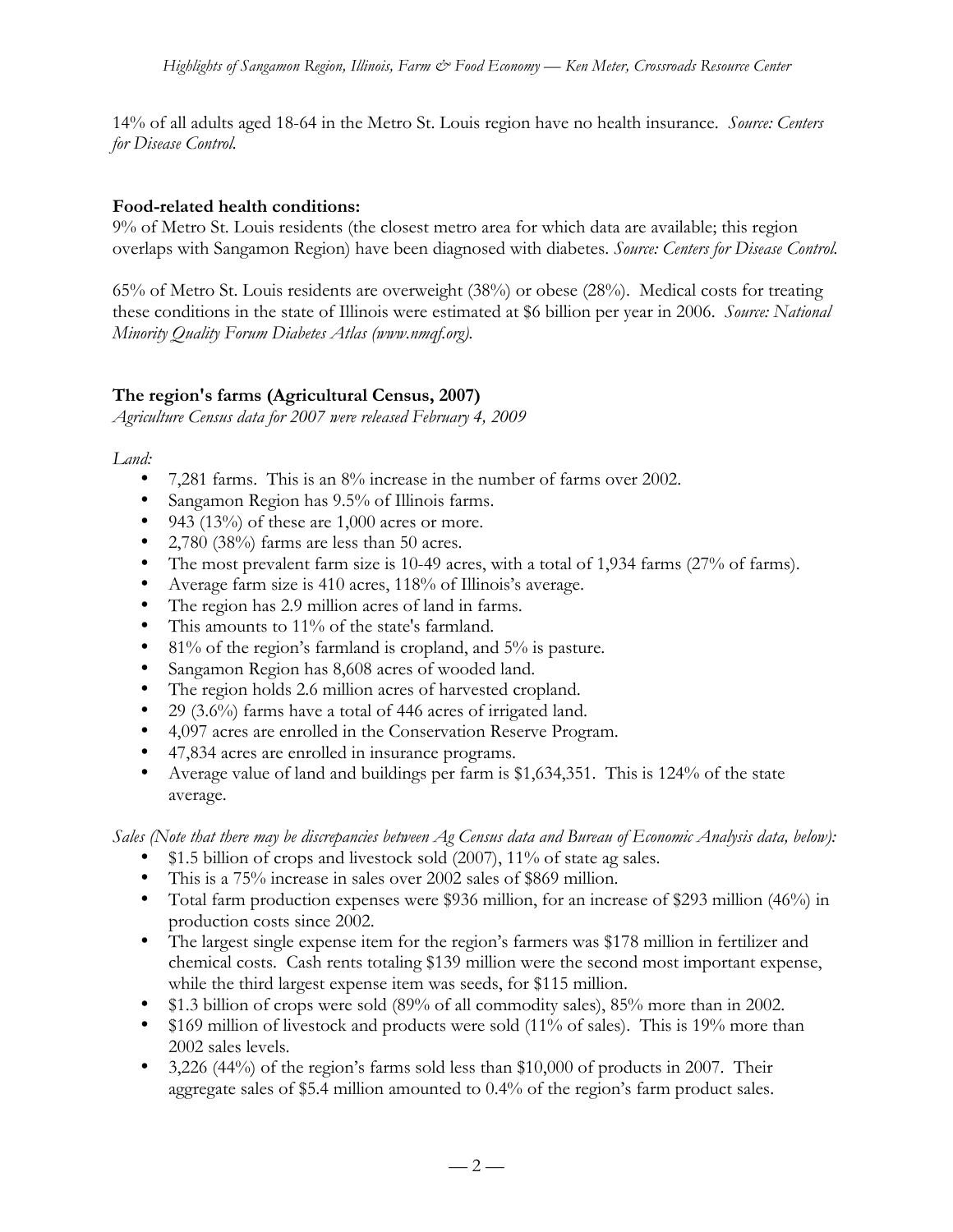14% of all adults aged 18-64 in the Metro St. Louis region have no health insurance. *Source: Centers for Disease Control.*

**Food-related health conditions:**

9% of Metro St. Louis residents (the closest metro area for which data are available; this region overlaps with Sangamon Region) have been diagnosed with diabetes. *Source: Centers for Disease Control.*

65% of Metro St. Louis residents are overweight (38%) or obese (28%). Medical costs for treating these conditions in the state of Illinois were estimated at $6 billion per year in 2006. *Source: National Minority Quality Forum Diabetes Atlas (www.nmqf.org).*

**The region's farms (Agricultural Census, 2007)**

*Agriculture Census data for 2007 were released February 4, 2009*

*Land:*

- 7,281 farms. This is an 8% increase in the number of farms over 2002.
- Sangamon Region has 9.5% of Illinois farms.
- 943 (13%) of these are 1,000 acres or more.
- 2,780 (38%) farms are less than 50 acres.
- The most prevalent farm size is 10-49 acres, with a total of 1,934 farms (27% of farms).
- Average farm size is 410 acres, 118% of Illinois's average.
- The region has 2.9 million acres of land in farms.
- This amounts to 11% of the state's farmland.
- 81% of the region's farmland is cropland, and 5% is pasture.
- Sangamon Region has 8,608 acres of wooded land.
- The region holds 2.6 million acres of harvested cropland.
- 29 (3.6%) farms have a total of 446 acres of irrigated land.
- 4,097 acres are enrolled in the Conservation Reserve Program.
- 47,834 acres are enrolled in insurance programs.
- Average value of land and buildings per farm is $1,634,351. This is 124% of the state average.

*Sales (Note that there may be discrepancies between Ag Census data and Bureau of Economic Analysis data, below):*

- $1.5 billion of crops and livestock sold (2007), 11% of state ag sales.
- This is a 75% increase in sales over 2002 sales of $869 million.
- Total farm production expenses were $936 million, for an increase of $293 million (46%) in production costs since 2002.
- The largest single expense item for the region's farmers was $178 million in fertilizer and chemical costs. Cash rents totaling $139 million were the second most important expense, while the third largest expense item was seeds, for $115 million.
- $1.3 billion of crops were sold (89% of all commodity sales), 85% more than in 2002.
- $169 million of livestock and products were sold (11% of sales). This is 19% more than 2002 sales levels.
- 3,226 (44%) of the region's farms sold less than $10,000 of products in 2007. Their aggregate sales of $5.4 million amounted to 0.4% of the region's farm product sales.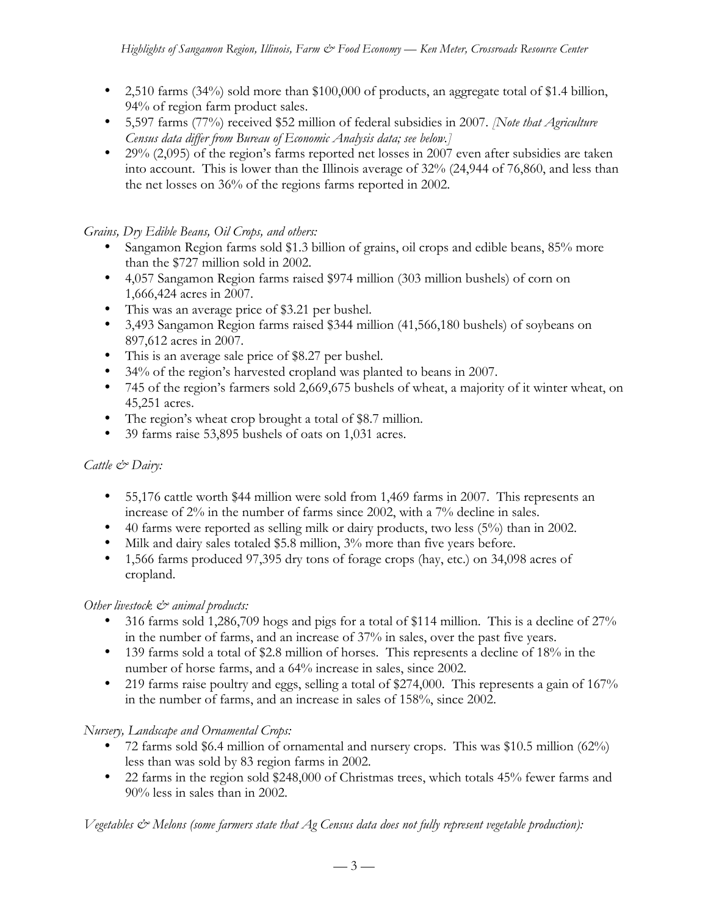- 2,510 farms (34%) sold more than $100,000 of products, an aggregate total of $1.4 billion, 94% of region farm product sales.
- 5,597 farms (77%) received $52 million of federal subsidies in 2007. *[Note that Agriculture Census data differ from Bureau of Economic Analysis data; see below.]*
- 29% (2,095) of the region's farms reported net losses in 2007 even after subsidies are taken into account. This is lower than the Illinois average of 32% (24,944 of 76,860, and less than the net losses on 36% of the regions farms reported in 2002.

*Grains, Dry Edible Beans, Oil Crops, and others:*

- Sangamon Region farms sold $1.3 billion of grains, oil crops and edible beans, 85% more than the $727 million sold in 2002.
- 4,057 Sangamon Region farms raised $974 million (303 million bushels) of corn on 1,666,424 acres in 2007.
- This was an average price of $3.21 per bushel.
- 3,493 Sangamon Region farms raised $344 million (41,566,180 bushels) of soybeans on 897,612 acres in 2007.
- This is an average sale price of $8.27 per bushel.
- 34% of the region's harvested cropland was planted to beans in 2007.
- 745 of the region's farmers sold 2,669,675 bushels of wheat, a majority of it winter wheat, on 45,251 acres.
- The region's wheat crop brought a total of $8.7 million.
- 39 farms raise 53,895 bushels of oats on 1,031 acres.

*Cattle & Dairy:*

- 55,176 cattle worth $44 million were sold from 1,469 farms in 2007. This represents an increase of 2% in the number of farms since 2002, with a 7% decline in sales.
- 40 farms were reported as selling milk or dairy products, two less (5%) than in 2002.
- Milk and dairy sales totaled $5.8 million, 3% more than five years before.
- 1,566 farms produced 97,395 dry tons of forage crops (hay, etc.) on 34,098 acres of cropland.

*Other livestock & animal products:*

- 316 farms sold 1,286,709 hogs and pigs for a total of $114 million. This is a decline of 27% in the number of farms, and an increase of 37% in sales, over the past five years.
- 139 farms sold a total of $2.8 million of horses. This represents a decline of 18% in the number of horse farms, and a 64% increase in sales, since 2002.
- 219 farms raise poultry and eggs, selling a total of $274,000. This represents a gain of 167% in the number of farms, and an increase in sales of 158%, since 2002.

*Nursery, Landscape and Ornamental Crops:*

- 72 farms sold $6.4 million of ornamental and nursery crops. This was $10.5 million (62%) less than was sold by 83 region farms in 2002.
- 22 farms in the region sold $248,000 of Christmas trees, which totals 45% fewer farms and 90% less in sales than in 2002.

*Vegetables & Melons (some farmers state that Ag Census data does not fully represent vegetable production):*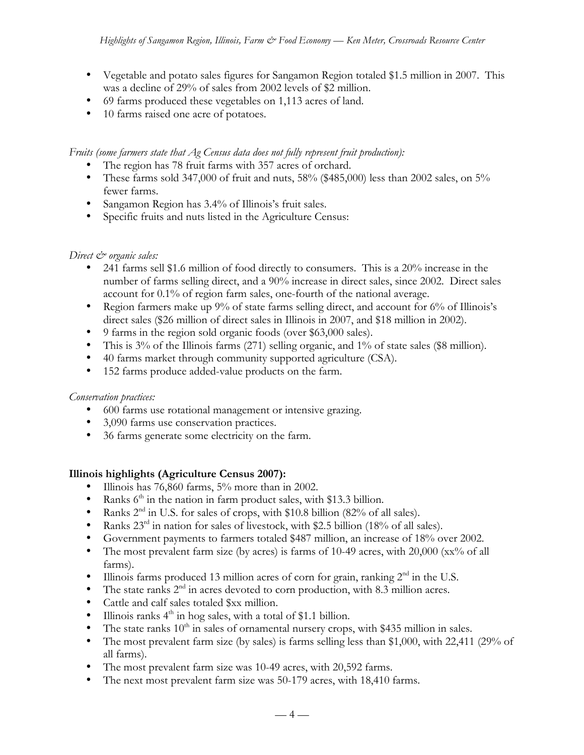- Vegetable and potato sales figures for Sangamon Region totaled $1.5 million in 2007. This was a decline of 29% of sales from 2002 levels of $2 million.
- 69 farms produced these vegetables on 1,113 acres of land.
- 10 farms raised one acre of potatoes.

*Fruits (some farmers state that Ag Census data does not fully represent fruit production):*

- The region has 78 fruit farms with 357 acres of orchard.
- These farms sold 347,000 of fruit and nuts, 58% ($485,000) less than 2002 sales, on 5% fewer farms.
- Sangamon Region has 3.4% of Illinois's fruit sales.
- Specific fruits and nuts listed in the Agriculture Census:

*Direct & organic sales:*

- 241 farms sell $1.6 million of food directly to consumers. This is a 20% increase in the number of farms selling direct, and a 90% increase in direct sales, since 2002. Direct sales account for 0.1% of region farm sales, one-fourth of the national average.
- Region farmers make up 9% of state farms selling direct, and account for 6% of Illinois's direct sales ($26 million of direct sales in Illinois in 2007, and $18 million in 2002).
- 9 farms in the region sold organic foods (over $63,000 sales).
- This is 3% of the Illinois farms (271) selling organic, and 1% of state sales ($8 million).
- 40 farms market through community supported agriculture (CSA).
- 152 farms produce added-value products on the farm.

*Conservation practices:*

- 600 farms use rotational management or intensive grazing.
- 3,090 farms use conservation practices.
- 36 farms generate some electricity on the farm.

**Illinois highlights (Agriculture Census 2007):**

- Illinois has 76,860 farms, 5% more than in 2002.
- Ranks 6th in the nation in farm product sales, with $13.3 billion.
- Ranks 2nd in U.S. for sales of crops, with $10.8 billion (82% of all sales).
- Ranks 23rd in nation for sales of livestock, with $2.5 billion (18% of all sales).
- Government payments to farmers totaled $487 million, an increase of 18% over 2002.
- The most prevalent farm size (by acres) is farms of 10-49 acres, with 20,000 (xx% of all farms).
- Illinois farms produced 13 million acres of corn for grain, ranking 2nd in the U.S.
- The state ranks 2nd in acres devoted to corn production, with 8.3 million acres.
- Cattle and calf sales totaled $xx million.
- Illinois ranks 4th in hog sales, with a total of $1.1 billion.
- The state ranks 10th in sales of ornamental nursery crops, with $435 million in sales.
- The most prevalent farm size (by sales) is farms selling less than $1,000, with 22,411 (29% of all farms).
- The most prevalent farm size was 10-49 acres, with 20,592 farms.
- The next most prevalent farm size was 50-179 acres, with 18,410 farms.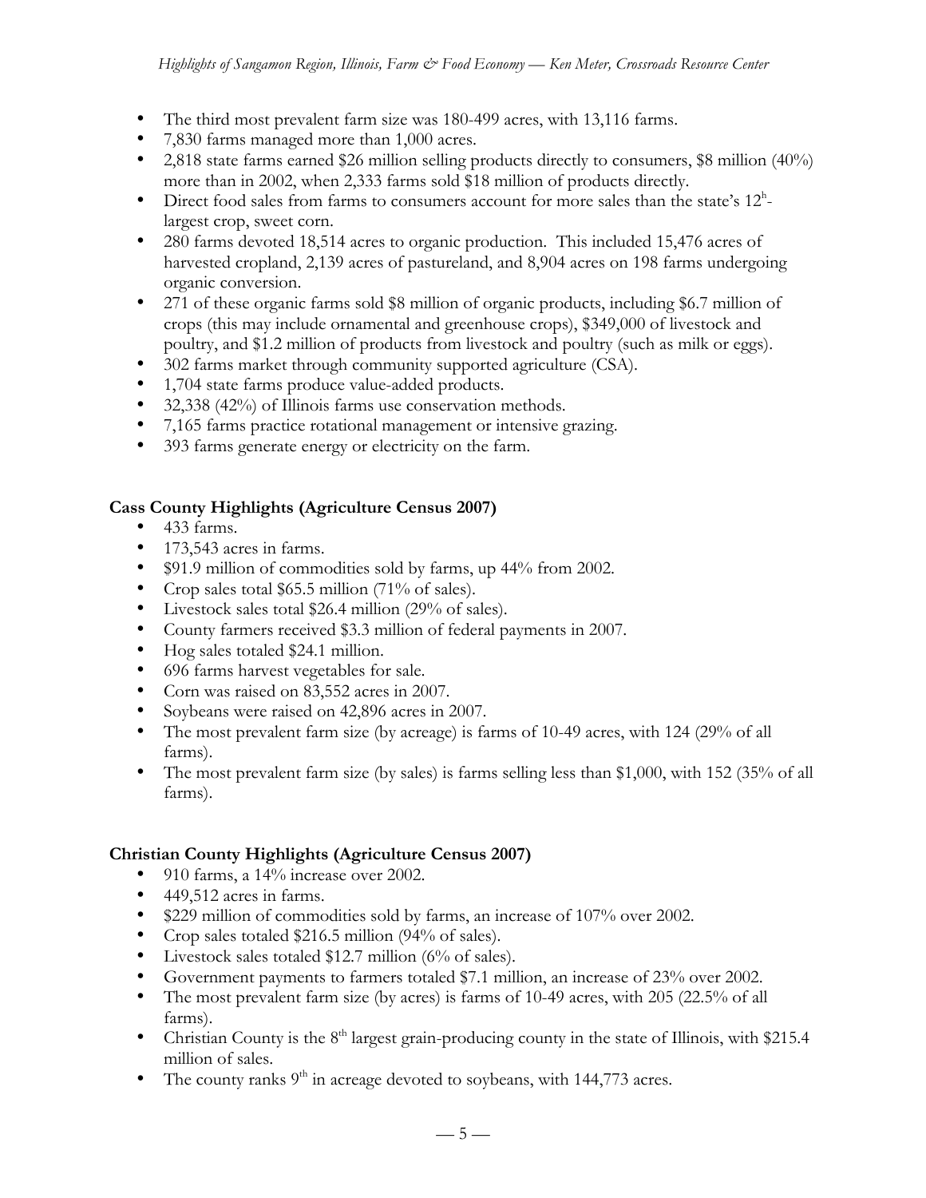- The third most prevalent farm size was 180-499 acres, with 13,116 farms.
- 7,830 farms managed more than 1,000 acres.
- 2,818 state farms earned $26 million selling products directly to consumers, $8 million (40%) more than in 2002, when 2,333 farms sold $18 million of products directly.
- Direct food sales from farms to consumers account for more sales than the state's 12h-largest crop, sweet corn.
- 280 farms devoted 18,514 acres to organic production. This included 15,476 acres of harvested cropland, 2,139 acres of pastureland, and 8,904 acres on 198 farms undergoing organic conversion.
- 271 of these organic farms sold $8 million of organic products, including $6.7 million of crops (this may include ornamental and greenhouse crops), $349,000 of livestock and poultry, and $1.2 million of products from livestock and poultry (such as milk or eggs).
- 302 farms market through community supported agriculture (CSA).
- 1,704 state farms produce value-added products.
- 32,338 (42%) of Illinois farms use conservation methods.
- 7,165 farms practice rotational management or intensive grazing.
- 393 farms generate energy or electricity on the farm.

**Cass County Highlights (Agriculture Census 2007)**

- 433 farms.
- 173,543 acres in farms.
- $91.9 million of commodities sold by farms, up 44% from 2002.
- Crop sales total $65.5 million (71% of sales).
- Livestock sales total $26.4 million (29% of sales).
- County farmers received $3.3 million of federal payments in 2007.
- Hog sales totaled $24.1 million.
- 696 farms harvest vegetables for sale.
- Corn was raised on 83,552 acres in 2007.
- Soybeans were raised on 42,896 acres in 2007.
- The most prevalent farm size (by acreage) is farms of 10-49 acres, with 124 (29% of all farms).
- The most prevalent farm size (by sales) is farms selling less than $1,000, with 152 (35% of all farms).

**Christian County Highlights (Agriculture Census 2007)**

- 910 farms, a 14% increase over 2002.
- 449,512 acres in farms.
- $229 million of commodities sold by farms, an increase of 107% over 2002.
- Crop sales totaled $216.5 million (94% of sales).
- Livestock sales totaled $12.7 million (6% of sales).
- Government payments to farmers totaled $7.1 million, an increase of 23% over 2002.
- The most prevalent farm size (by acres) is farms of 10-49 acres, with 205 (22.5% of all farms).
- Christian County is the 8th largest grain-producing county in the state of Illinois, with $215.4 million of sales.
- The county ranks 9th in acreage devoted to soybeans, with 144,773 acres.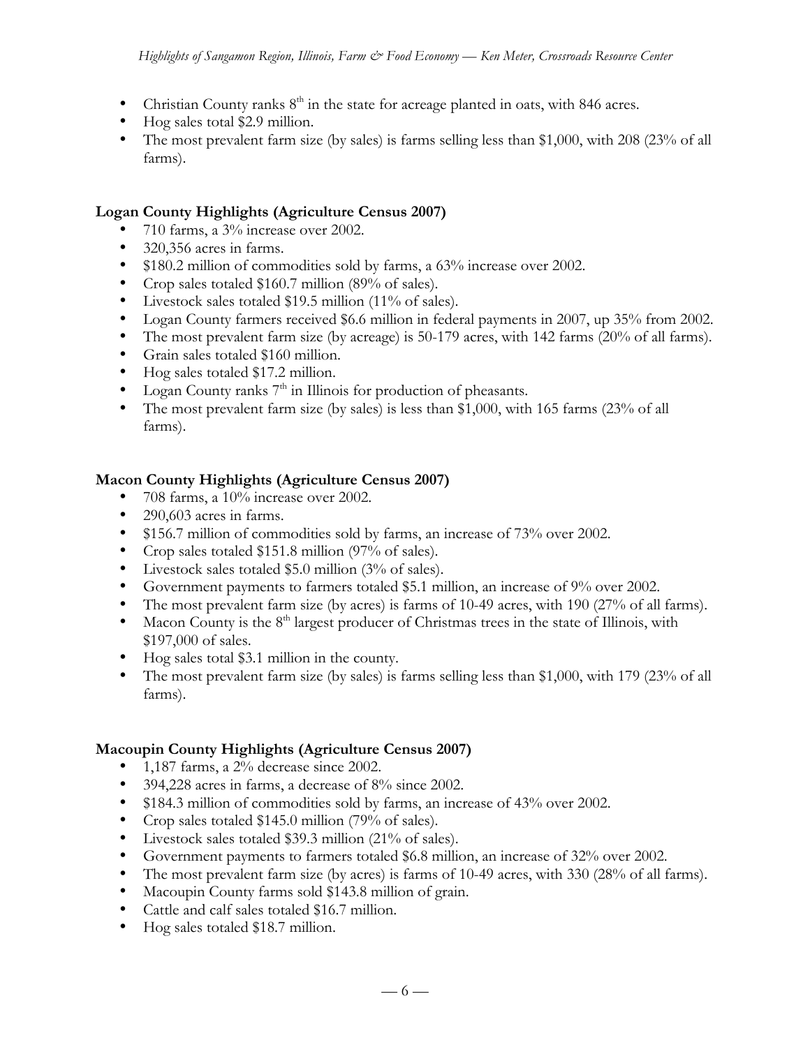- Christian County ranks 8th in the state for acreage planted in oats, with 846 acres.
- Hog sales total $2.9 million.
- The most prevalent farm size (by sales) is farms selling less than $1,000, with 208 (23% of all farms).

**Logan County Highlights (Agriculture Census 2007)**

- 710 farms, a 3% increase over 2002.
- 320,356 acres in farms.
- $180.2 million of commodities sold by farms, a 63% increase over 2002.
- Crop sales totaled $160.7 million (89% of sales).
- Livestock sales totaled $19.5 million (11% of sales).
- Logan County farmers received $6.6 million in federal payments in 2007, up 35% from 2002.
- The most prevalent farm size (by acreage) is 50-179 acres, with 142 farms (20% of all farms).
- Grain sales totaled $160 million.
- Hog sales totaled $17.2 million.
- Logan County ranks 7th in Illinois for production of pheasants.
- The most prevalent farm size (by sales) is less than $1,000, with 165 farms (23% of all farms).

**Macon County Highlights (Agriculture Census 2007)**

- 708 farms, a 10% increase over 2002.
- 290,603 acres in farms.
- $156.7 million of commodities sold by farms, an increase of 73% over 2002.
- Crop sales totaled $151.8 million (97% of sales).
- Livestock sales totaled $5.0 million (3% of sales).
- Government payments to farmers totaled $5.1 million, an increase of 9% over 2002.
- The most prevalent farm size (by acres) is farms of 10-49 acres, with 190 (27% of all farms).
- Macon County is the 8th largest producer of Christmas trees in the state of Illinois, with $197,000 of sales.
- Hog sales total $3.1 million in the county.
- The most prevalent farm size (by sales) is farms selling less than $1,000, with 179 (23% of all farms).

**Macoupin County Highlights (Agriculture Census 2007)**

- 1,187 farms, a 2% decrease since 2002.
- 394,228 acres in farms, a decrease of 8% since 2002.
- $184.3 million of commodities sold by farms, an increase of 43% over 2002.
- Crop sales totaled $145.0 million (79% of sales).
- Livestock sales totaled $39.3 million (21% of sales).
- Government payments to farmers totaled $6.8 million, an increase of 32% over 2002.
- The most prevalent farm size (by acres) is farms of 10-49 acres, with 330 (28% of all farms).
- Macoupin County farms sold $143.8 million of grain.
- Cattle and calf sales totaled $16.7 million.
- Hog sales totaled $18.7 million.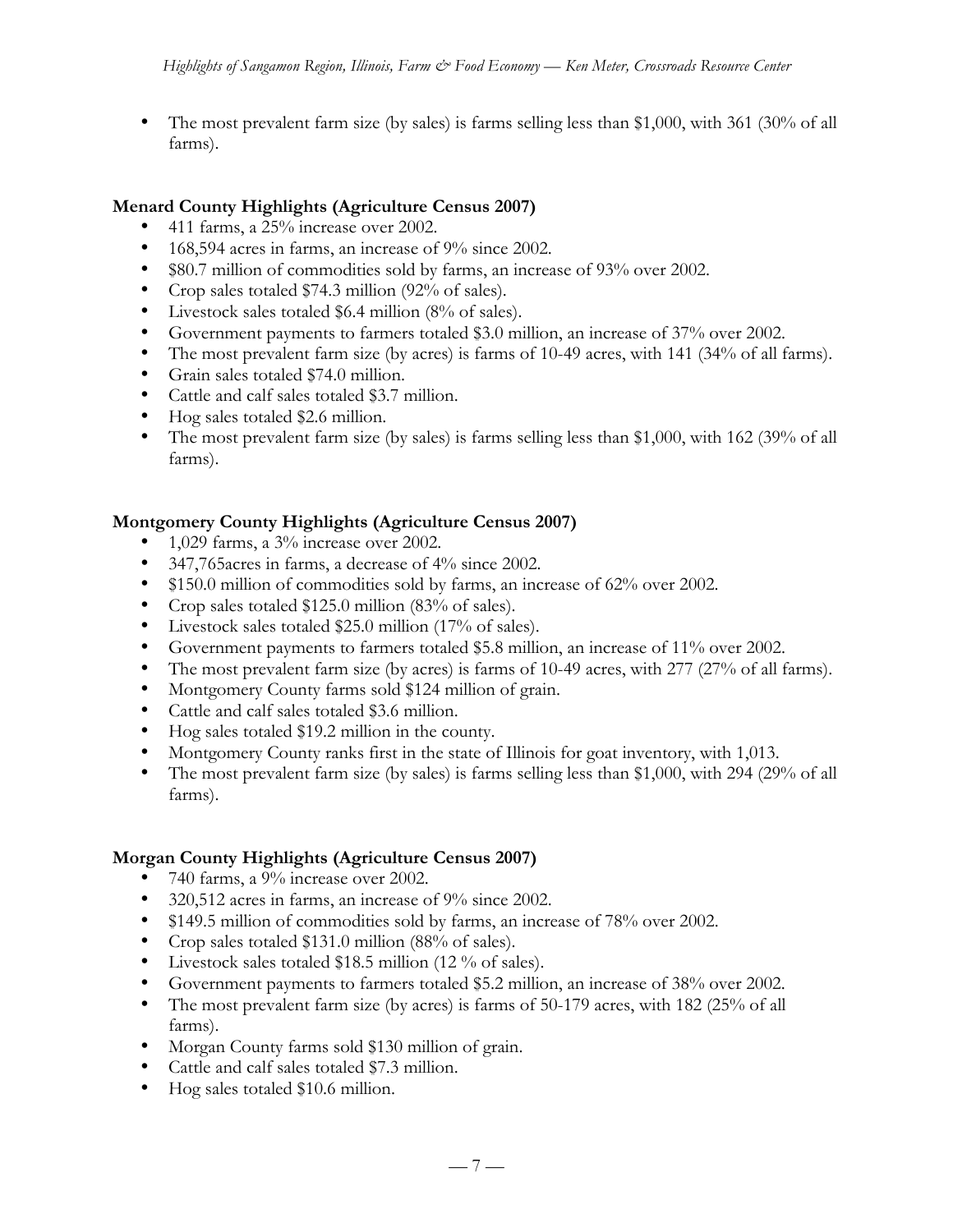- The most prevalent farm size (by sales) is farms selling less than $1,000, with 361 (30% of all farms).

**Menard County Highlights (Agriculture Census 2007)**

- 411 farms, a 25% increase over 2002.
- 168,594 acres in farms, an increase of 9% since 2002.
- $80.7 million of commodities sold by farms, an increase of 93% over 2002.
- Crop sales totaled $74.3 million (92% of sales).
- Livestock sales totaled $6.4 million (8% of sales).
- Government payments to farmers totaled $3.0 million, an increase of 37% over 2002.
- The most prevalent farm size (by acres) is farms of 10-49 acres, with 141 (34% of all farms).
- Grain sales totaled $74.0 million.
- Cattle and calf sales totaled $3.7 million.
- Hog sales totaled $2.6 million.
- The most prevalent farm size (by sales) is farms selling less than $1,000, with 162 (39% of all farms).

**Montgomery County Highlights (Agriculture Census 2007)**

- 1,029 farms, a 3% increase over 2002.
- 347,765acres in farms, a decrease of 4% since 2002.
- $150.0 million of commodities sold by farms, an increase of 62% over 2002.
- Crop sales totaled $125.0 million (83% of sales).
- Livestock sales totaled $25.0 million (17% of sales).
- Government payments to farmers totaled $5.8 million, an increase of 11% over 2002.
- The most prevalent farm size (by acres) is farms of 10-49 acres, with 277 (27% of all farms).
- Montgomery County farms sold $124 million of grain.
- Cattle and calf sales totaled $3.6 million.
- Hog sales totaled $19.2 million in the county.
- Montgomery County ranks first in the state of Illinois for goat inventory, with 1,013.
- The most prevalent farm size (by sales) is farms selling less than $1,000, with 294 (29% of all farms).

**Morgan County Highlights (Agriculture Census 2007)**

- 740 farms, a 9% increase over 2002.
- 320,512 acres in farms, an increase of 9% since 2002.
- $149.5 million of commodities sold by farms, an increase of 78% over 2002.
- Crop sales totaled $131.0 million (88% of sales).
- Livestock sales totaled $18.5 million (12 % of sales).
- Government payments to farmers totaled $5.2 million, an increase of 38% over 2002.
- The most prevalent farm size (by acres) is farms of 50-179 acres, with 182 (25% of all farms).
- Morgan County farms sold $130 million of grain.
- Cattle and calf sales totaled $7.3 million.
- Hog sales totaled $10.6 million.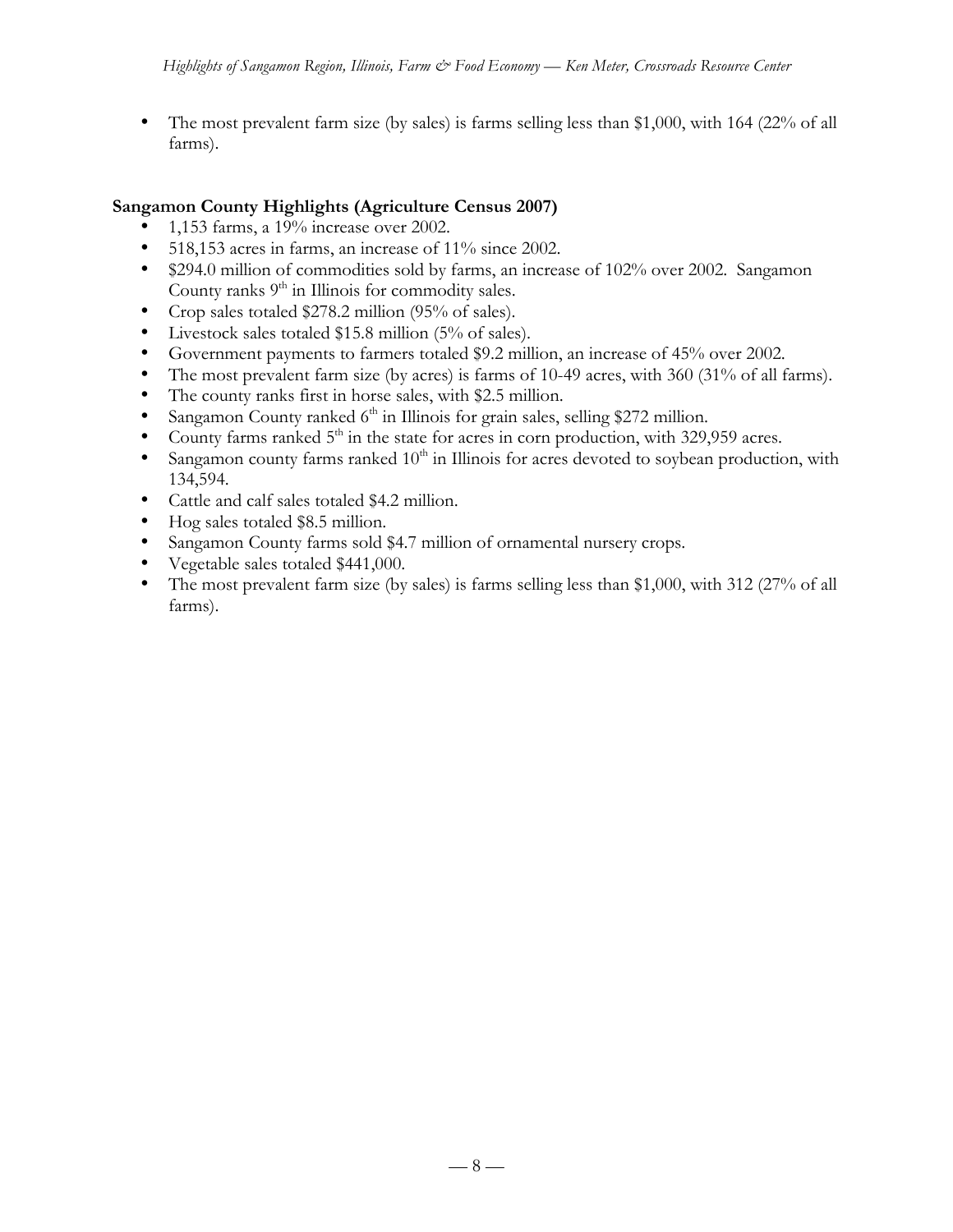- The most prevalent farm size (by sales) is farms selling less than $1,000, with 164 (22% of all farms).

**Sangamon County Highlights (Agriculture Census 2007)**

- 1,153 farms, a 19% increase over 2002.
- 518,153 acres in farms, an increase of 11% since 2002.
- $294.0 million of commodities sold by farms, an increase of 102% over 2002. Sangamon County ranks 9th in Illinois for commodity sales.
- Crop sales totaled $278.2 million (95% of sales).
- Livestock sales totaled $15.8 million (5% of sales).
- Government payments to farmers totaled $9.2 million, an increase of 45% over 2002.
- The most prevalent farm size (by acres) is farms of 10-49 acres, with 360 (31% of all farms).
- The county ranks first in horse sales, with $2.5 million.
- Sangamon County ranked 6th in Illinois for grain sales, selling $272 million.
- County farms ranked 5th in the state for acres in corn production, with 329,959 acres.
- Sangamon county farms ranked 10th in Illinois for acres devoted to soybean production, with 134,594.
- Cattle and calf sales totaled $4.2 million.
- Hog sales totaled $8.5 million.
- Sangamon County farms sold $4.7 million of ornamental nursery crops.
- Vegetable sales totaled $441,000.
- The most prevalent farm size (by sales) is farms selling less than $1,000, with 312 (27% of all farms).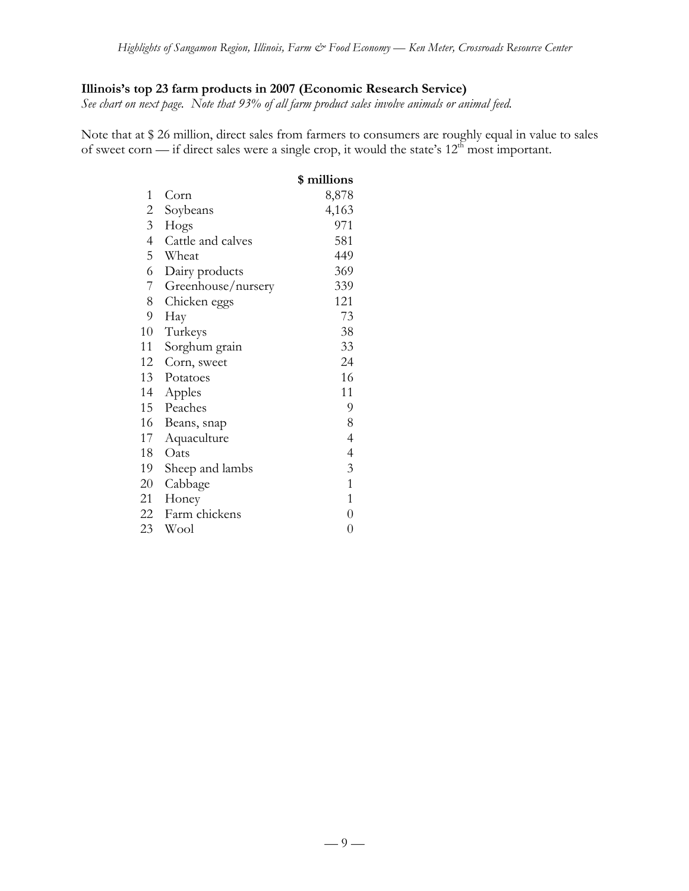**Illinois's top 23 farm products in 2007 (Economic Research Service)**

*See chart on next page. Note that 93% of all farm product sales involve animals or animal feed.*

Note that at $ 26 million, direct sales from farmers to consumers are roughly equal in value to sales of sweet corn — if direct sales were a single crop, it would the state's 12th most important.

| | | $ millions |
|---|---|---|
| 1 | Corn | 8,878 |
| 2 | Soybeans | 4,163 |
| 3 | Hogs | 971 |
| 4 | Cattle and calves | 581 |
| 5 | Wheat | 449 |
| 6 | Dairy products | 369 |
| 7 | Greenhouse/nursery | 339 |
| 8 | Chicken eggs | 121 |
| 9 | Hay | 73 |
| 10 | Turkeys | 38 |
| 11 | Sorghum grain | 33 |
| 12 | Corn, sweet | 24 |
| 13 | Potatoes | 16 |
| 14 | Apples | 11 |
| 15 | Peaches | 9 |
| 16 | Beans, snap | 8 |
| 17 | Aquaculture | 4 |
| 18 | Oats | 4 |
| 19 | Sheep and lambs | 3 |
| 20 | Cabbage | 1 |
| 21 | Honey | 1 |
| 22 | Farm chickens | 0 |
| 23 | Wool | 0 |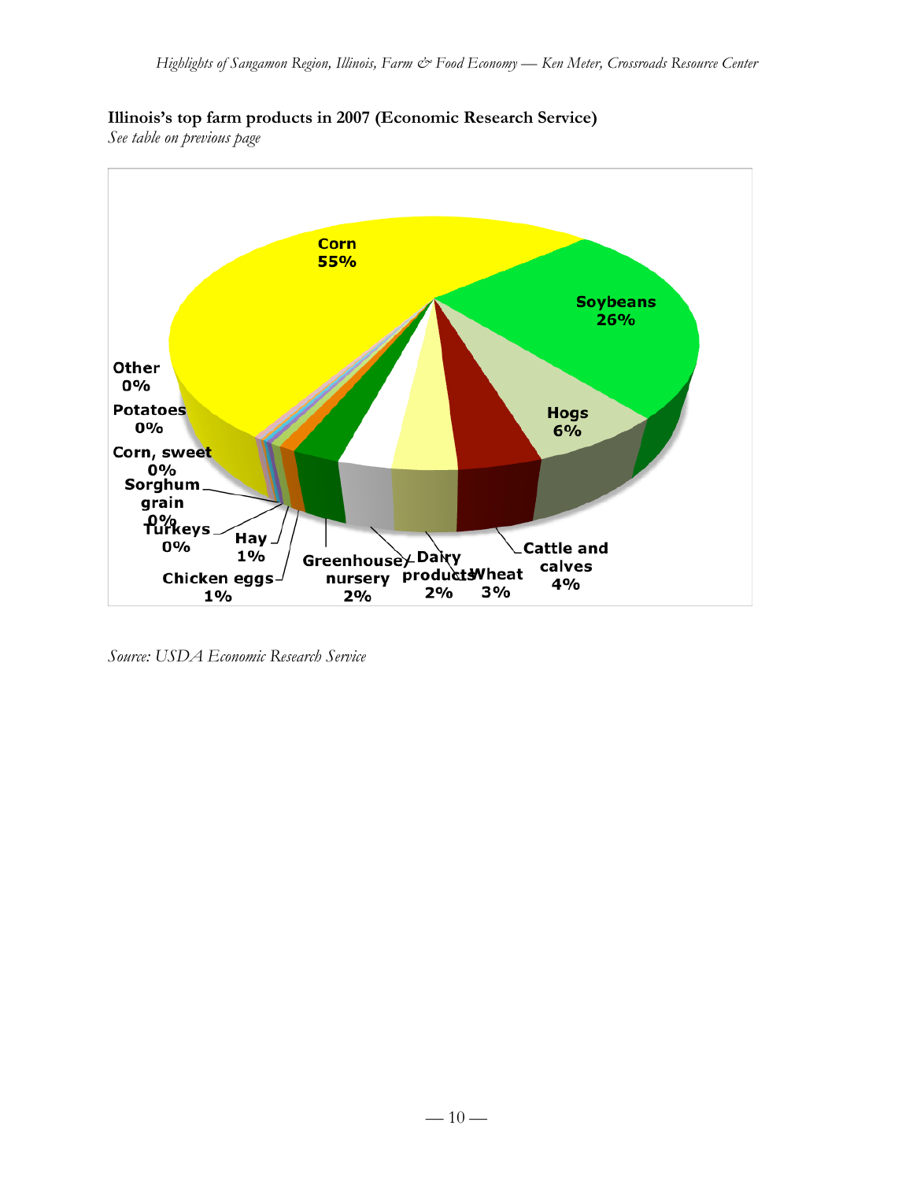**Illinois's top farm products in 2007 (Economic Research Service)**

*See table on previous page*

Corn 55%
Soybeans 26%
Hogs 6%
Cattle and calves 4%
Wheat 3%
Dairy products 2%
Greenhouse/ nursery 2%
Chicken eggs 1%
Hay 1%
Turkeys 0%
Sorghum grain 0%
Corn, sweet 0%
Potatoes 0%
Other 0%

*Source: USDA Economic Research Service*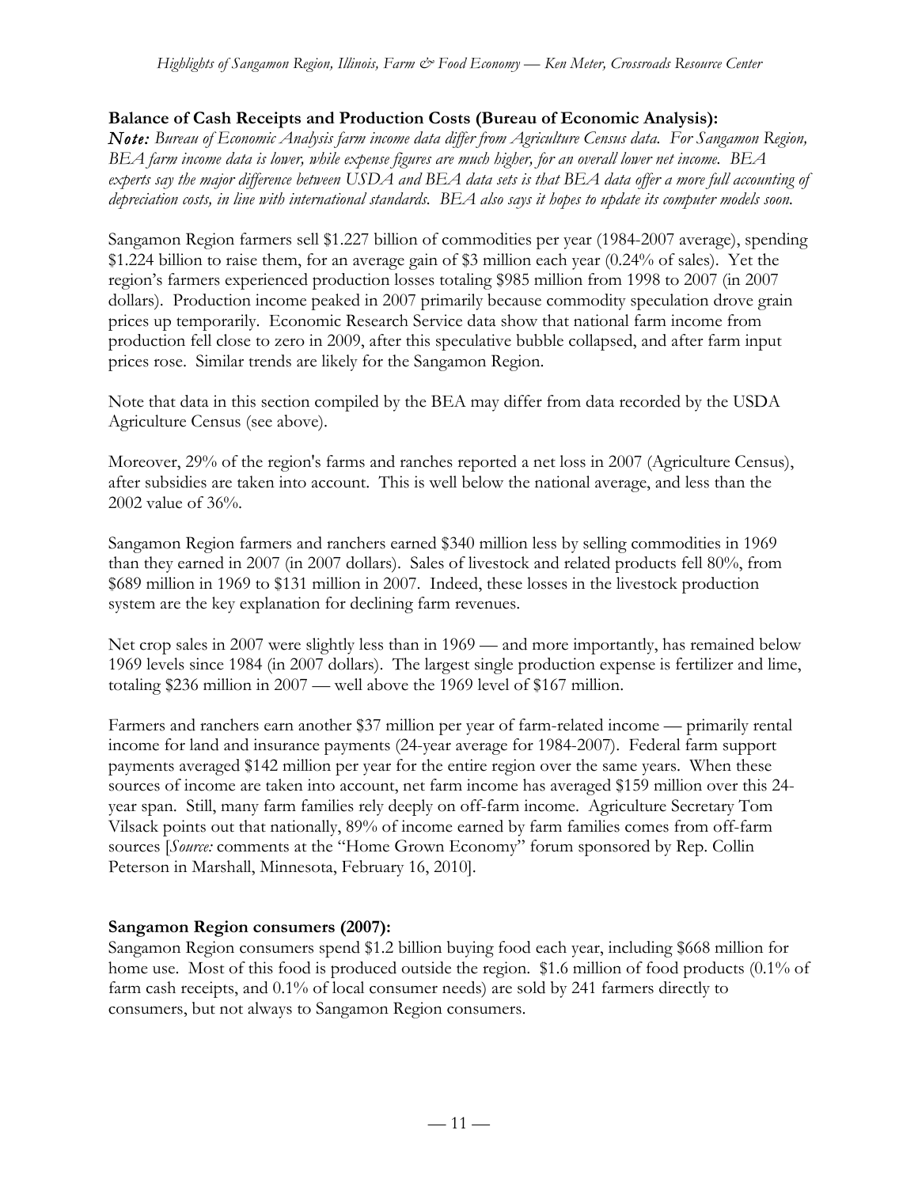**Balance of Cash Receipts and Production Costs (Bureau of Economic Analysis):**

***Note:*** *Bureau of Economic Analysis farm income data differ from Agriculture Census data. For Sangamon Region, BEA farm income data is lower, while expense figures are much higher, for an overall lower net income. BEA experts say the major difference between USDA and BEA data sets is that BEA data offer a more full accounting of depreciation costs, in line with international standards. BEA also says it hopes to update its computer models soon.*

Sangamon Region farmers sell $1.227 billion of commodities per year (1984-2007 average), spending $1.224 billion to raise them, for an average gain of $3 million each year (0.24% of sales). Yet the region's farmers experienced production losses totaling $985 million from 1998 to 2007 (in 2007 dollars). Production income peaked in 2007 primarily because commodity speculation drove grain prices up temporarily. Economic Research Service data show that national farm income from production fell close to zero in 2009, after this speculative bubble collapsed, and after farm input prices rose. Similar trends are likely for the Sangamon Region.

Note that data in this section compiled by the BEA may differ from data recorded by the USDA Agriculture Census (see above).

Moreover, 29% of the region's farms and ranches reported a net loss in 2007 (Agriculture Census), after subsidies are taken into account. This is well below the national average, and less than the 2002 value of 36%.

Sangamon Region farmers and ranchers earned $340 million less by selling commodities in 1969 than they earned in 2007 (in 2007 dollars). Sales of livestock and related products fell 80%, from $689 million in 1969 to $131 million in 2007. Indeed, these losses in the livestock production system are the key explanation for declining farm revenues.

Net crop sales in 2007 were slightly less than in 1969 — and more importantly, has remained below 1969 levels since 1984 (in 2007 dollars). The largest single production expense is fertilizer and lime, totaling $236 million in 2007 — well above the 1969 level of $167 million.

Farmers and ranchers earn another $37 million per year of farm-related income — primarily rental income for land and insurance payments (24-year average for 1984-2007). Federal farm support payments averaged $142 million per year for the entire region over the same years. When these sources of income are taken into account, net farm income has averaged $159 million over this 24-year span. Still, many farm families rely deeply on off-farm income. Agriculture Secretary Tom Vilsack points out that nationally, 89% of income earned by farm families comes from off-farm sources [*Source:* comments at the "Home Grown Economy" forum sponsored by Rep. Collin Peterson in Marshall, Minnesota, February 16, 2010].

**Sangamon Region consumers (2007):**

Sangamon Region consumers spend $1.2 billion buying food each year, including $668 million for home use. Most of this food is produced outside the region. $1.6 million of food products (0.1% of farm cash receipts, and 0.1% of local consumer needs) are sold by 241 farmers directly to consumers, but not always to Sangamon Region consumers.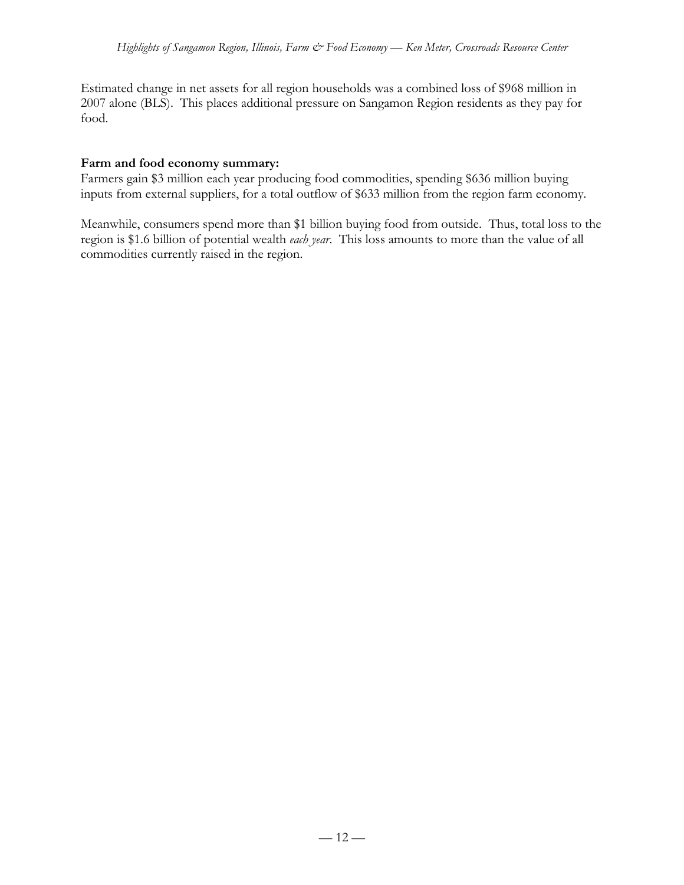Estimated change in net assets for all region households was a combined loss of $968 million in 2007 alone (BLS). This places additional pressure on Sangamon Region residents as they pay for food.

**Farm and food economy summary:**
Farmers gain $3 million each year producing food commodities, spending $636 million buying inputs from external suppliers, for a total outflow of $633 million from the region farm economy.

Meanwhile, consumers spend more than $1 billion buying food from outside. Thus, total loss to the region is $1.6 billion of potential wealth *each year*. This loss amounts to more than the value of all commodities currently raised in the region.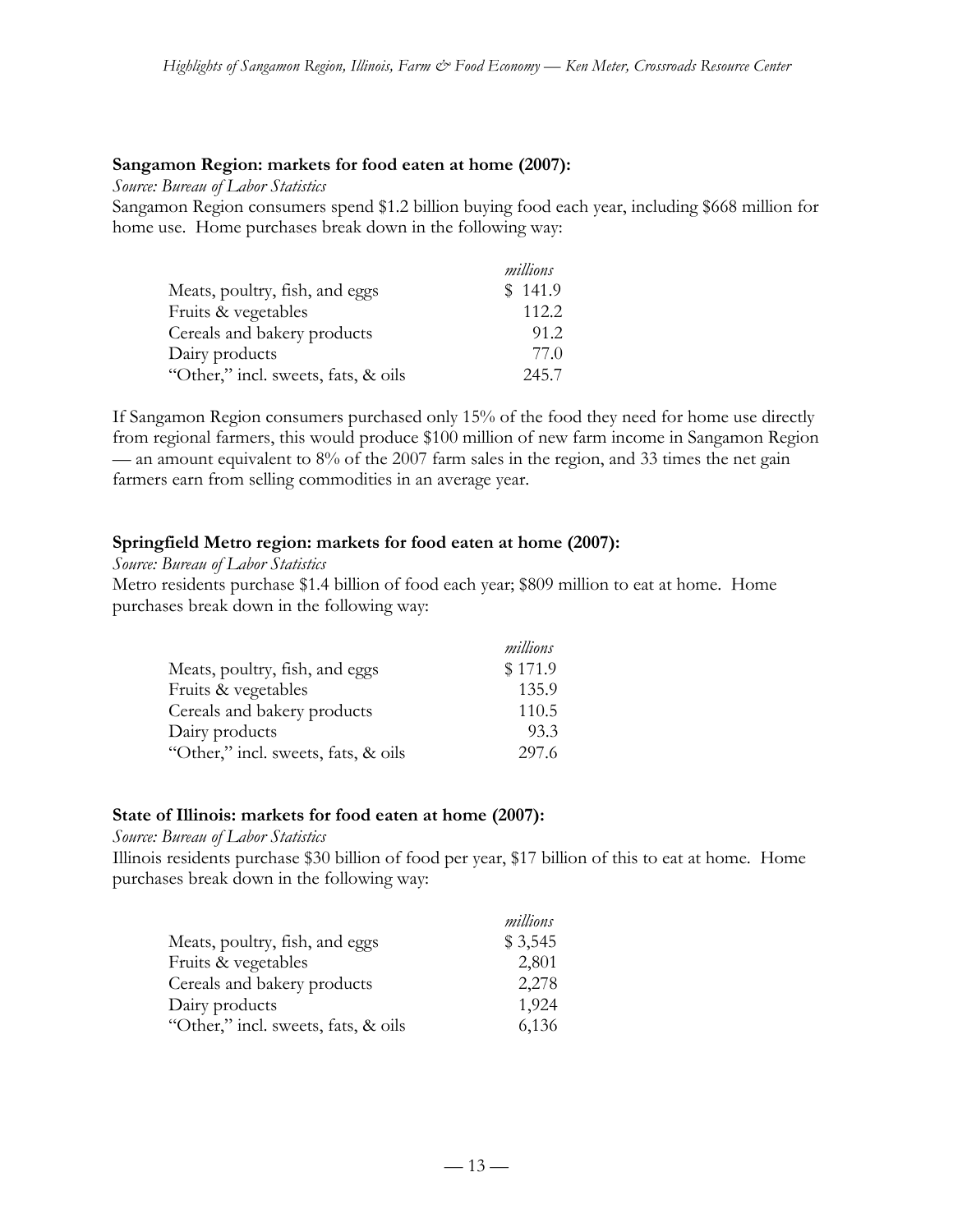**Sangamon Region: markets for food eaten at home (2007):**

*Source: Bureau of Labor Statistics*

Sangamon Region consumers spend $1.2 billion buying food each year, including $668 million for home use. Home purchases break down in the following way:

| | *millions* |
|---|---|
| Meats, poultry, fish, and eggs | $ 141.9 |
| Fruits & vegetables | 112.2 |
| Cereals and bakery products | 91.2 |
| Dairy products | 77.0 |
| "Other," incl. sweets, fats, & oils | 245.7 |

If Sangamon Region consumers purchased only 15% of the food they need for home use directly from regional farmers, this would produce $100 million of new farm income in Sangamon Region — an amount equivalent to 8% of the 2007 farm sales in the region, and 33 times the net gain farmers earn from selling commodities in an average year.

**Springfield Metro region: markets for food eaten at home (2007):**

*Source: Bureau of Labor Statistics*

Metro residents purchase $1.4 billion of food each year; $809 million to eat at home. Home purchases break down in the following way:

| | *millions* |
|---|---|
| Meats, poultry, fish, and eggs | $ 171.9 |
| Fruits & vegetables | 135.9 |
| Cereals and bakery products | 110.5 |
| Dairy products | 93.3 |
| "Other," incl. sweets, fats, & oils | 297.6 |

**State of Illinois: markets for food eaten at home (2007):**

*Source: Bureau of Labor Statistics*

Illinois residents purchase $30 billion of food per year, $17 billion of this to eat at home. Home purchases break down in the following way:

| | *millions* |
|---|---|
| Meats, poultry, fish, and eggs | $ 3,545 |
| Fruits & vegetables | 2,801 |
| Cereals and bakery products | 2,278 |
| Dairy products | 1,924 |
| "Other," incl. sweets, fats, & oils | 6,136 |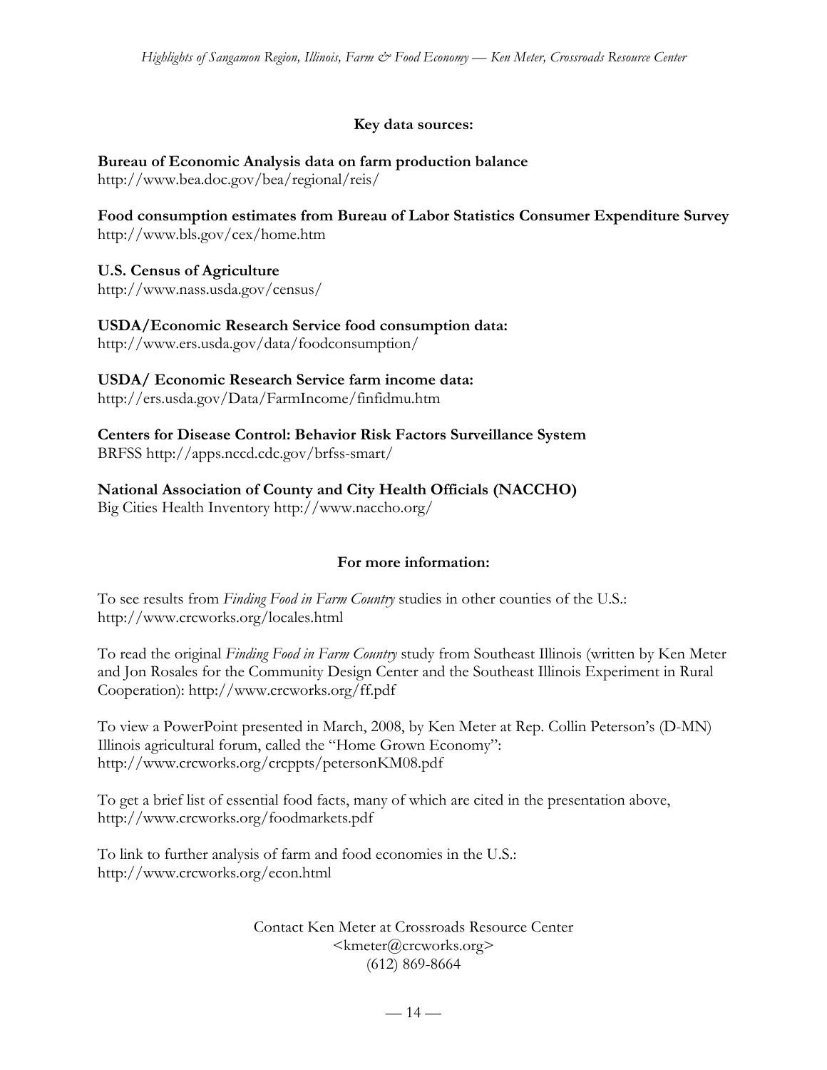## Key data sources:

**Bureau of Economic Analysis data on farm production balance**
http://www.bea.doc.gov/bea/regional/reis/

**Food consumption estimates from Bureau of Labor Statistics Consumer Expenditure Survey**
http://www.bls.gov/cex/home.htm

**U.S. Census of Agriculture**
http://www.nass.usda.gov/census/

**USDA/Economic Research Service food consumption data:**
http://www.ers.usda.gov/data/foodconsumption/

**USDA/ Economic Research Service farm income data:**
http://ers.usda.gov/Data/FarmIncome/finfidmu.htm

**Centers for Disease Control: Behavior Risk Factors Surveillance System**
BRFSS http://apps.nccd.cdc.gov/brfss-smart/

**National Association of County and City Health Officials (NACCHO)**
Big Cities Health Inventory http://www.naccho.org/

## For more information:

To see results from *Finding Food in Farm Country* studies in other counties of the U.S.: http://www.crcworks.org/locales.html

To read the original *Finding Food in Farm Country* study from Southeast Illinois (written by Ken Meter and Jon Rosales for the Community Design Center and the Southeast Illinois Experiment in Rural Cooperation): http://www.crcworks.org/ff.pdf

To view a PowerPoint presented in March, 2008, by Ken Meter at Rep. Collin Peterson's (D-MN) Illinois agricultural forum, called the "Home Grown Economy": http://www.crcworks.org/crcppts/petersonKM08.pdf

To get a brief list of essential food facts, many of which are cited in the presentation above, http://www.crcworks.org/foodmarkets.pdf

To link to further analysis of farm and food economies in the U.S.: http://www.crcworks.org/econ.html

Contact Ken Meter at Crossroads Resource Center
<kmeter@crcworks.org>
(612) 869-8664